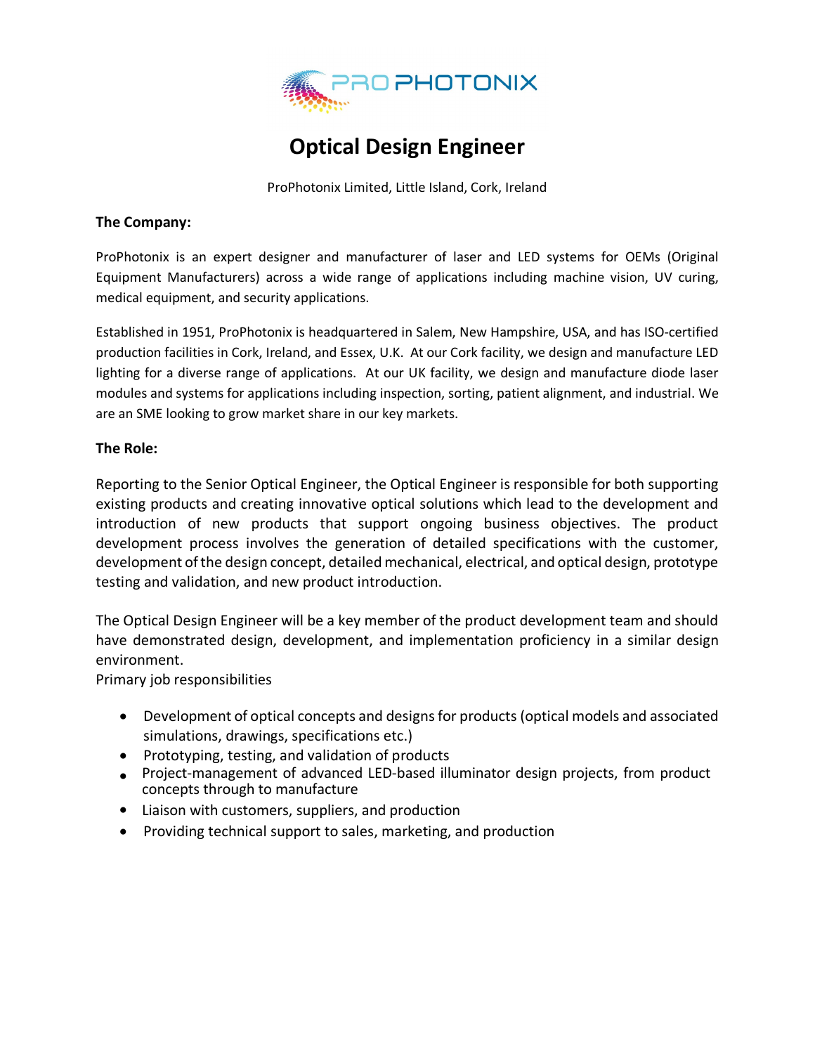# Optical Design Engineer

ProPhotonix Limited, Little Island, Cork, Ireland

**The Company:**

ProPhotonix is an expert designer and manufacturer of laser and LED systems for OEMs (Original Equipment Manufacturers) across a wide range of applications including machine vision, UV curing, medical equipment, and security applications.

Established in 1951, ProPhotonix is headquartered in Salem, New Hampshire, USA, and has ISO-certified production facilities in Cork, Ireland, and Essex, U.K. At our Cork facility, we design and manufacture LED lighting for a diverse range of applications. At our UK facility, we design and manufacture diode laser modules and systems for applications including inspection, sorting, patient alignment, and industrial. We are an SME looking to grow market share in our key markets.

**The Role:**

Reporting to the Senior Optical Engineer, the Optical Engineer is responsible for both supporting existing products and creating innovative optical solutions which lead to the development and introduction of new products that support ongoing business objectives. The product development process involves the generation of detailed specifications with the customer, development of the design concept, detailed mechanical, electrical, and optical design, prototype testing and validation, and new product introduction.

The Optical Design Engineer will be a key member of the product development team and should have demonstrated design, development, and implementation proficiency in a similar design environment.

Primary job responsibilities

- Development of optical concepts and designs for products (optical models and associated simulations, drawings, specifications etc.)
- Prototyping, testing, and validation of products
- Project-management of advanced LED-based illuminator design projects, from product concepts through to manufacture
- Liaison with customers, suppliers, and production
- Providing technical support to sales, marketing, and production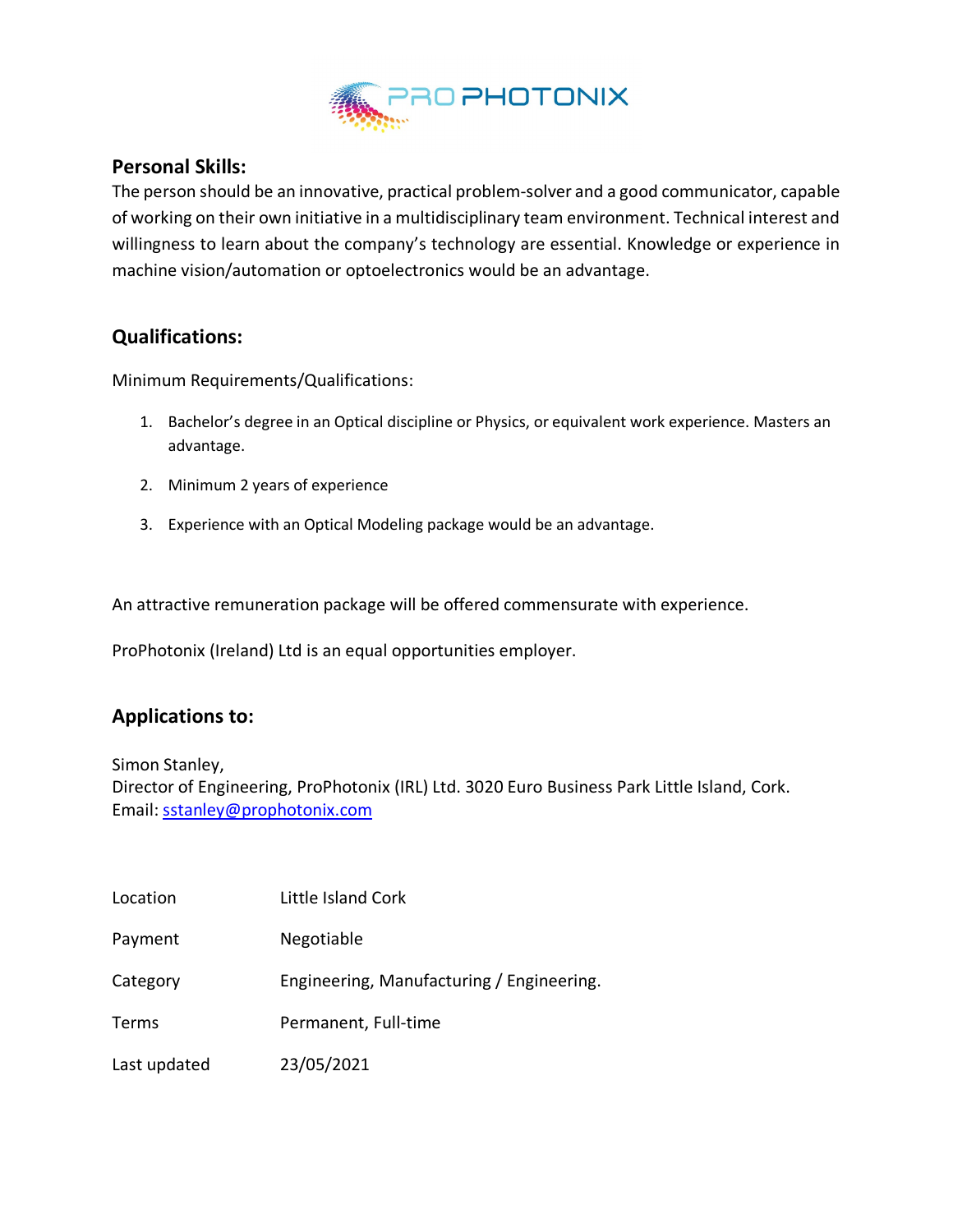## Personal Skills:

The person should be an innovative, practical problem-solver and a good communicator, capable of working on their own initiative in a multidisciplinary team environment. Technical interest and willingness to learn about the company's technology are essential. Knowledge or experience in machine vision/automation or optoelectronics would be an advantage.

## Qualifications:

Minimum Requirements/Qualifications:

1. Bachelor's degree in an Optical discipline or Physics, or equivalent work experience. Masters an advantage.
2. Minimum 2 years of experience
3. Experience with an Optical Modeling package would be an advantage.

An attractive remuneration package will be offered commensurate with experience.

ProPhotonix (Ireland) Ltd is an equal opportunities employer.

## Applications to:

Simon Stanley,
Director of Engineering, ProPhotonix (IRL) Ltd. 3020 Euro Business Park Little Island, Cork.
Email: sstanley@prophotonix.com

| | |
|---|---|
| Location | Little Island Cork |
| Payment | Negotiable |
| Category | Engineering, Manufacturing / Engineering. |
| Terms | Permanent, Full-time |
| Last updated | 23/05/2021 |